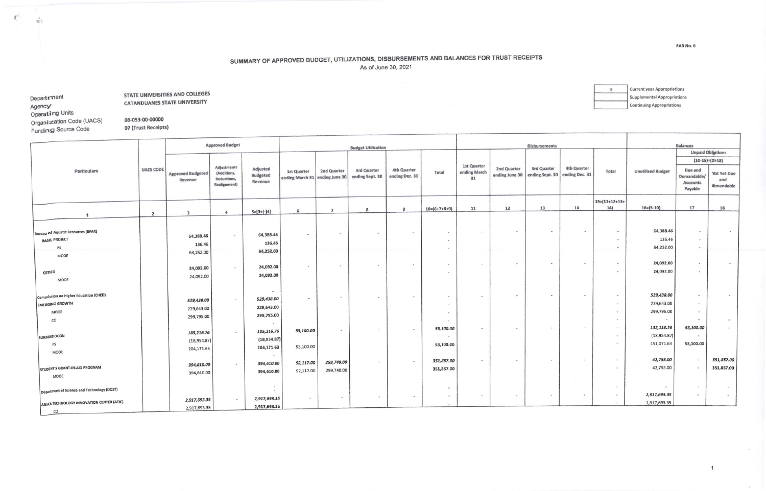FAR No. 6

# SUMMARY OF APPROVED BUDGET, UTILIZATIONS, DISBURSEMENTS AND BALANCES FOR TRUST RECEIPTS

As of June 30, 2021

| | |
|---|---|
| x | Current year Appropriations |
| | Supplemental Appropriations |
| | Continuing Appropriations |

Department: STATE UNIVERSITIES AND COLLEGES
Agency: CATANDUANES STATE UNIVERSITY
Operating Units:
Organization Code (UACS): 08-053-00-00000
Funding Source Code: 07 (Trust Receipts)

| Particulars | UACS CODE | Approved Budget | | | Budget Utilization | | | | | Disbursements | | | | | Balances | | |
|---|---|---|---|---|---|---|---|---|---|---|---|---|---|---|---|---|---|
| | | | | | | | | | | | | | | | | Unpaid Obligations (10-15)=(17+18) | |
| | | Approved Budgeted Revenue | Adjustments (Additions, Reductions, Realignment) | Adjusted Budgeted Revenue | 1st Quarter ending March 31 | 2nd Quarter ending June 30 | 3rd Quarter ending Sept. 30 | 4th Quarter ending Dec. 31 | Total | 1st Quarter ending March 31 | 2nd Quarter ending June 30 | 3rd Quarter ending Sept. 30 | 4th Quarter ending Dec. 31 | Total | Unutilized Budget | Due and Demandable/ Accounts Payable | Not Yet Due and Demandable |
| 1 | 2 | 3 | 4 | 5=[3+(-)4] | 6 | 7 | 8 | 9 | 10=(6+7+8+9) | 11 | 12 | 13 | 14 | 15=(11+12+13+14) | 16=(5-10) | 17 | 18 |
| Bureau of Aquatic Resources (BFAR) | | | | | | | | | | | | | | | | | |
| BASIL PROJECT | | 64,388.46 | - | 64,388.46 | - | - | - | - | - | - | - | - | - | - | 64,388.46 | - | - |
| PS | | 136.46 | | 136.46 | | | | | - | | | | | - | 136.46 | - | |
| MOOE | | 64,252.00 | | 64,252.00 | | | | | - | | | | | - | 64,252.00 | - | |
| CSTIFD | | 24,092.00 | - | 24,092.00 | - | - | - | - | - | - | - | - | - | - | 24,092.00 | - | - |
| MOOE | | 24,092.00 | | 24,092.00 | | | | | - | | | | | - | 24,092.00 | - | |
| | | | | - | | | | | | | | | | | | | |
| Commission on Higher Education (CHED) | | | | | | | | | | | | | | | | | |
| EMERGING GROWTH | | 529,438.00 | - | 529,438.00 | - | - | - | - | - | - | - | - | - | - | 529,438.00 | - | - |
| MOOE | | 229,643.00 | | 229,643.00 | | | | | - | | | | | - | 229,643.00 | - | |
| CO | | 299,795.00 | | 299,795.00 | | | | | - | | | | | - | 299,795.00 | - | |
| | | | | - | | | | | - | | | | | - | - | - | - |
| SURMABIOCON | | 185,216.76 | - | 185,216.76 | 53,100.00 | - | - | - | 53,100.00 | - | - | - | - | - | 132,116.76 | 53,100.00 | - |
| PS | | (18,954.87) | | (18,954.87) | | | | | - | | | | | - | (18,954.87) | - | |
| MOOE | | 204,171.63 | | 204,171.63 | 53,100.00 | | | | 53,100.00 | | | | | - | 151,071.63 | 53,100.00 | |
| | | | | - | | | | | | | | | | | - | | |
| STUDENT'S GRANT-IN-AID PROGRAM | | 394,610.00 | - | 394,610.00 | 92,117.00 | 259,740.00 | - | - | 351,857.00 | - | - | - | - | - | 42,753.00 | - | 351,857.00 |
| MOOE | | 394,610.00 | | 394,610.00 | 92,117.00 | 259,740.00 | | | 351,857.00 | | | | | - | 42,753.00 | - | 351,857.00 |
| | | | | - | | | | | | | | | | | | | |
| Department of Science and Technology (DOST) | | | | - | | | | | - | | | | | - | - | - | - |
| ABACA TECHNOLOGY INNOVATION CENTER (ATIC) | | 2,917,693.35 | - | 2,917,693.35 | - | - | - | - | - | - | - | - | - | - | 2,917,693.35 | - | - |
| CO | | 2,917,693.35 | | 2,917,693.35 | | | | | - | | | | | - | 2,917,693.35 | | |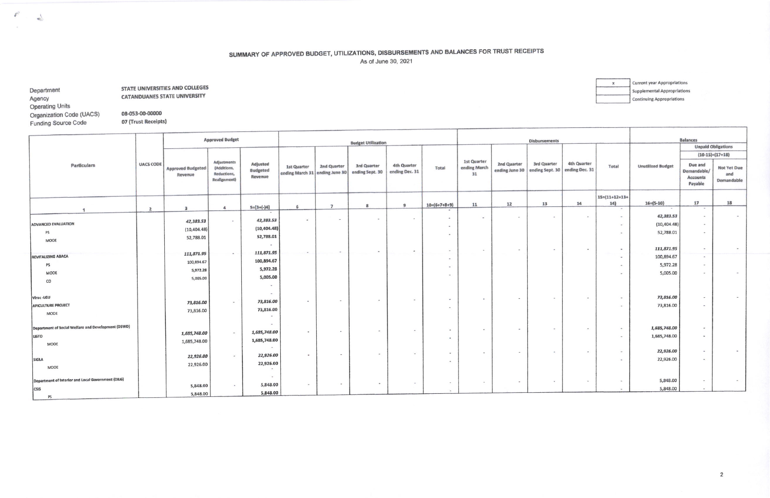## SUMMARY OF APPROVED BUDGET, UTILIZATIONS, DISBURSEMENTS AND BALANCES FOR TRUST RECEIPTS

As of June 30, 2021

Department: STATE UNIVERSITIES AND COLLEGES
Agency: CATANDUANES STATE UNIVERSITY
Operating Units:
Organization Code (UACS): 08-053-00-00000
Funding Source Code: 07 (Trust Receipts)

| x | Current year Appropriations |
|---|---|
| | Supplemental Appropriations |
| | Continuing Appropriations |

| Particulars | UACS CODE | Approved Budget | | | Budget Utilization | | | | | Disbursements | | | | | Balances | | |
|---|---|---|---|---|---|---|---|---|---|---|---|---|---|---|---|---|---|
| | | | | | | | | | | | | | | | | Unpaid Obligations (10-15)=(17+18) | |
| | | Approved Budgeted Revenue | Adjustments (Additions, Reductions, Realignment) | Adjusted Budgeted Revenue | 1st Quarter ending March 31 | 2nd Quarter ending June 30 | 3rd Quarter ending Sept. 30 | 4th Quarter ending Dec. 31 | Total | 1st Quarter ending March 31 | 2nd Quarter ending June 30 | 3rd Quarter ending Sept. 30 | 4th Quarter ending Dec. 31 | Total | Unutilized Budget | Due and Demandable/ Accounts Payable | Not Yet Due and Demandable |
| 1 | 2 | 3 | 4 | 5=[3+(-)4] | 6 | 7 | 8 | 9 | 10=(6+7+8+9) | 11 | 12 | 13 | 14 | 15=(11+12+13+14) | 16=(5-10) | 17 | 18 |
| ADVANCED EVALUATION | | *42,383.53* | - | *42,383.53* | - | - | - | - | - | - | - | - | - | - | *42,383.53* | - | - |
| PS | | (10,404.48) | | (10,404.48) | | | | | - | | | | | - | (10,404.48) | - | |
| MOOE | | 52,788.01 | | 52,788.01 | | | | | - | | | | | - | 52,788.01 | - | |
| REVITALIZING ABACA | | *111,871.95* | - | *111,871.95* | - | - | - | - | - | - | - | - | - | - | *111,871.95* | - | - |
| PS | | 100,894.67 | | 100,894.67 | | | | | - | | | | | - | 100,894.67 | - | |
| MOOE | | 5,972.28 | | 5,972.28 | | | | | - | | | | | - | 5,972.28 | - | |
| CO | | 5,005.00 | | 5,005.00 | | | | | - | | | | | - | 5,005.00 | - | - |
| Virac -LGU | | | | | | | | | | | | | | | | | |
| APICULTURE PROJECT | | *73,816.00* | - | *73,816.00* | - | - | - | - | - | - | - | - | - | - | *73,816.00* | - | - |
| MOOE | | 73,816.00 | | 73,816.00 | | | | | - | | | | | - | 73,816.00 | - | |
| Department of Social Welfare and Development (DSWD) | | | | | | | | | | | | | | | | | |
| LISTO | | *1,685,748.00* | - | *1,685,748.00* | - | - | - | - | - | - | - | - | - | - | *1,685,748.00* | - | |
| MOOE | | 1,685,748.00 | | 1,685,748.00 | | | | | - | | | | | - | 1,685,748.00 | - | |
| SIGLA | | *22,926.00* | - | *22,926.00* | - | - | - | - | - | - | - | - | - | - | *22,926.00* | - | - |
| MOOE | | 22,926.00 | | 22,926.00 | | | | | - | | | | | - | 22,926.00 | - | |
| Department of Interior and Local Government (DILG) | | | | | | | | | | | | | | | | | |
| CSIS | | 5,848.00 | - | 5,848.00 | - | - | - | - | - | - | - | - | - | - | 5,848.00 | - | - |
| PS | | 5,848.00 | | 5,848.00 | | | | | - | | | | | - | 5,848.00 | - | |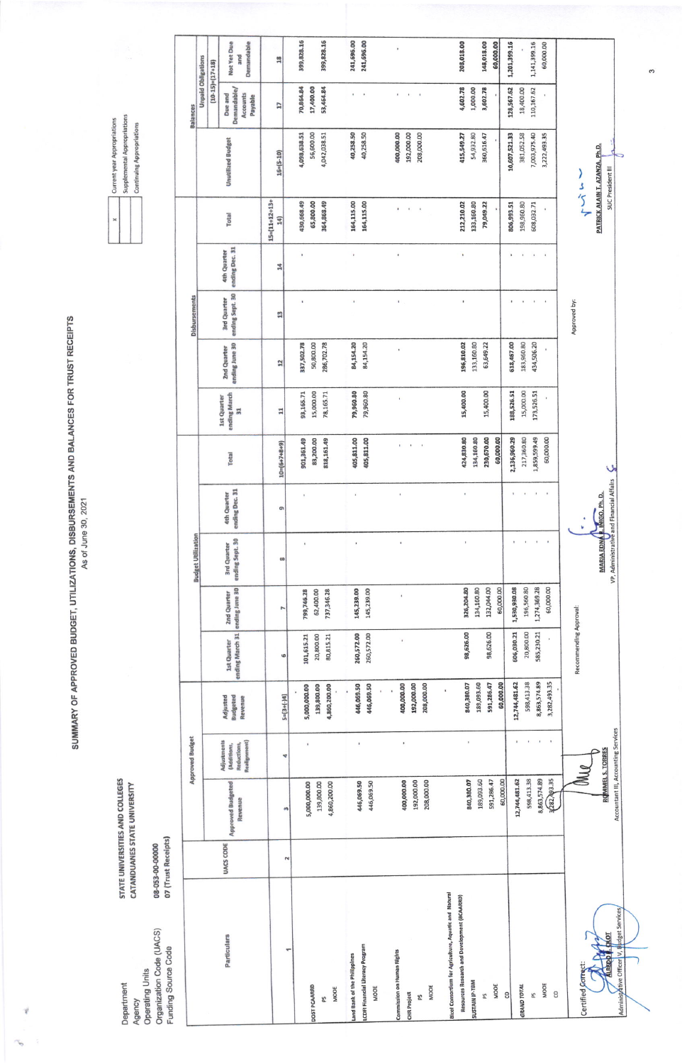# SUMMARY OF APPROVED BUDGET, UTILIZATIONS, DISBURSEMENTS AND BALANCES FOR TRUST RECEIPTS

As of June 30, 2021

Department: STATE UNIVERSITIES AND COLLEGES
Agency: CATANDUANES STATE UNIVERSITY
Operating Units
Organization Code (UACS): 08-053-00-00000
Funding Source Code: 07 (Trust Receipts)

| x | Current year Appropriations |
|---|---|
| | Supplemental Appropriations |
| | Continuing Appropriations |

| Particulars | UACS CODE | Approved Budget | | | Budget Utilization | | | | | Disbursements | | | | | Balances | | |
|---|---|---|---|---|---|---|---|---|---|---|---|---|---|---|---|---|---|
| | | Approved Budgeted Revenue | Adjustments (Additions, Reductions, Realignment) | Adjusted Budgeted Revenue | 1st Quarter ending March 31 | 2nd Quarter ending June 30 | 3rd Quarter ending Sept. 30 | 4th Quarter ending Dec. 31 | Total | 1st Quarter ending March 31 | 2nd Quarter ending June 30 | 3rd Quarter ending Sept. 30 | 4th Quarter ending Dec. 31 | Total | Unutilized Budget | Unpaid Obligations (10-15)=(17+18) | |
| | | | | | | | | | | | | | | | | Due and Demandable/ Accounts Payable | Not Yet Due and Demandable |
| 1 | 2 | 3 | 4 | 5=[3+(-)4] | 6 | 7 | 8 | 9 | 10=(6+7+8+9) | 11 | 12 | 13 | 14 | 15=(11+12+13+14) | 16=(5-10) | 17 | 18 |
| DOST PCAARRD | | 5,000,000.00 | | 5,000,000.00 | 101,615.21 | 799,746.28 | | | 901,361.49 | 93,165.71 | 337,502.78 | | | 430,668.49 | 4,098,638.51 | 70,864.84 | 399,828.16 |
| PS | | 139,800.00 | | 139,800.00 | 20,800.00 | 62,400.00 | | | 83,200.00 | 15,000.00 | 50,800.00 | | | 65,800.00 | 56,600.00 | 17,400.00 | |
| MOOE | | 4,860,200.00 | | 4,860,200.00 | 80,815.21 | 737,346.28 | | | 818,161.49 | 78,165.71 | 286,702.78 | | | 364,868.49 | 4,042,038.51 | 53,464.84 | 399,828.16 |
| Land Bank of the Philippines | | 446,069.50 | | 446,069.50 | 260,572.00 | 145,239.00 | | | 405,811.00 | 79,960.80 | 84,154.20 | | | 164,115.00 | 40,258.50 | | 241,696.00 |
| LCDFI Financial Literacy Program | | | | | | | | | | | | | | | | | |
| MOOE | | 446,069.50 | | 446,069.50 | 260,572.00 | 145,239.00 | | | 405,811.00 | 79,960.80 | 84,154.20 | | | 164,115.00 | 40,258.50 | | 241,696.00 |
| Commission on Human Rights | | 400,000.00 | | 400,000.00 | | | | | | | | | | | 400,000.00 | | |
| CHR Project | | | | | | | | | | | | | | | | | |
| PS | | 192,000.00 | | 192,000.00 | | | | | | | | | | | 192,000.00 | | |
| MOOE | | 208,000.00 | | 208,000.00 | | | | | | | | | | | 208,000.00 | | |
| Bicol Consortium for Agriculture, Aquatic and Natural Resources Research and Development (BCAARRD) | | | | | | | | | | | | | | | | | |
| SUSTAIN IP-TBM | | 840,380.07 | | 840,380.07 | 98,626.00 | 326,204.80 | | | 424,830.80 | 15,400.00 | 196,810.02 | | | 212,210.02 | 415,549.27 | 4,602.78 | 208,018.00 |
| PS | | 189,093.60 | | 189,093.60 | | 134,160.80 | | | 134,160.80 | | 133,160.80 | | | 133,160.80 | 54,932.80 | 1,000.00 | |
| MOOE | | 591,286.47 | | 591,286.47 | 98,626.00 | 132,044.00 | | | 230,670.00 | 15,400.00 | 63,649.22 | | | 79,049.22 | 360,616.47 | 3,602.78 | 148,018.00 |
| CO | | 60,000.00 | | 60,000.00 | | 60,000.00 | | | 60,000.00 | | | | | | | | 60,000.00 |
| GRAND TOTAL | | 12,744,481.62 | | 12,744,481.62 | 606,030.21 | 1,530,930.08 | | | 2,136,960.29 | 188,526.51 | 618,467.00 | | | 806,993.51 | 10,607,521.33 | 128,567.62 | 1,201,399.16 |
| PS | | 598,413.38 | | 598,413.38 | 20,800.00 | 196,560.80 | | | 217,360.80 | 15,000.00 | 183,960.80 | | | 198,960.80 | 381,052.58 | 18,400.00 | |
| MOOE | | 8,863,574.89 | | 8,863,574.89 | 585,230.21 | 1,274,369.28 | | | 1,859,599.49 | 173,526.51 | 434,506.20 | | | 608,032.71 | 7,003,975.40 | 110,167.62 | 1,141,399.16 |
| CO | | 3,282,493.35 | | 3,282,493.35 | | 60,000.00 | | | 60,000.00 | | | | | | 3,222,493.35 | | 60,000.00 |

Certified Correct:

ALFREDO T. OLOT
Administrative Officer V, Budget Services

ROMMEL S. TORRES
Accountant III, Accounting Services

Recommending Approval:

MARIA EDNA B. INIGO, Ph.D.
VP, Administrative and Financial Affairs

Approved by:

PATRICK ALAIN T. AZANZA, Ph.D.
SUC President III